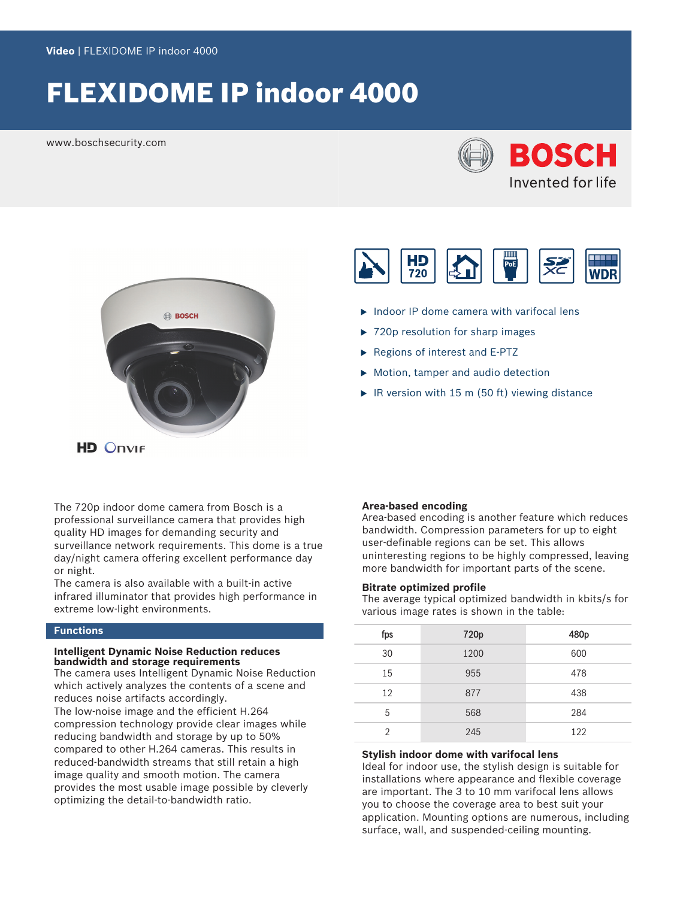Video | FLEXIDOME IP indoor 4000

# FLEXIDOME IP indoor 4000

www.boschsecurity.com

- Indoor IP dome camera with varifocal lens
- 720p resolution for sharp images
- Regions of interest and E-PTZ
- Motion, tamper and audio detection
- IR version with 15 m (50 ft) viewing distance

The 720p indoor dome camera from Bosch is a professional surveillance camera that provides high quality HD images for demanding security and surveillance network requirements. This dome is a true day/night camera offering excellent performance day or night.

The camera is also available with a built-in active infrared illuminator that provides high performance in extreme low-light environments.

## Functions

### Intelligent Dynamic Noise Reduction reduces bandwidth and storage requirements

The camera uses Intelligent Dynamic Noise Reduction which actively analyzes the contents of a scene and reduces noise artifacts accordingly.

The low-noise image and the efficient H.264 compression technology provide clear images while reducing bandwidth and storage by up to 50% compared to other H.264 cameras. This results in reduced-bandwidth streams that still retain a high image quality and smooth motion. The camera provides the most usable image possible by cleverly optimizing the detail-to-bandwidth ratio.

### Area-based encoding

Area-based encoding is another feature which reduces bandwidth. Compression parameters for up to eight user-definable regions can be set. This allows uninteresting regions to be highly compressed, leaving more bandwidth for important parts of the scene.

### Bitrate optimized profile

The average typical optimized bandwidth in kbits/s for various image rates is shown in the table:

| fps | 720p | 480p |
|---|---|---|
| 30 | 1200 | 600 |
| 15 | 955 | 478 |
| 12 | 877 | 438 |
| 5 | 568 | 284 |
| 2 | 245 | 122 |

### Stylish indoor dome with varifocal lens

Ideal for indoor use, the stylish design is suitable for installations where appearance and flexible coverage are important. The 3 to 10 mm varifocal lens allows you to choose the coverage area to best suit your application. Mounting options are numerous, including surface, wall, and suspended-ceiling mounting.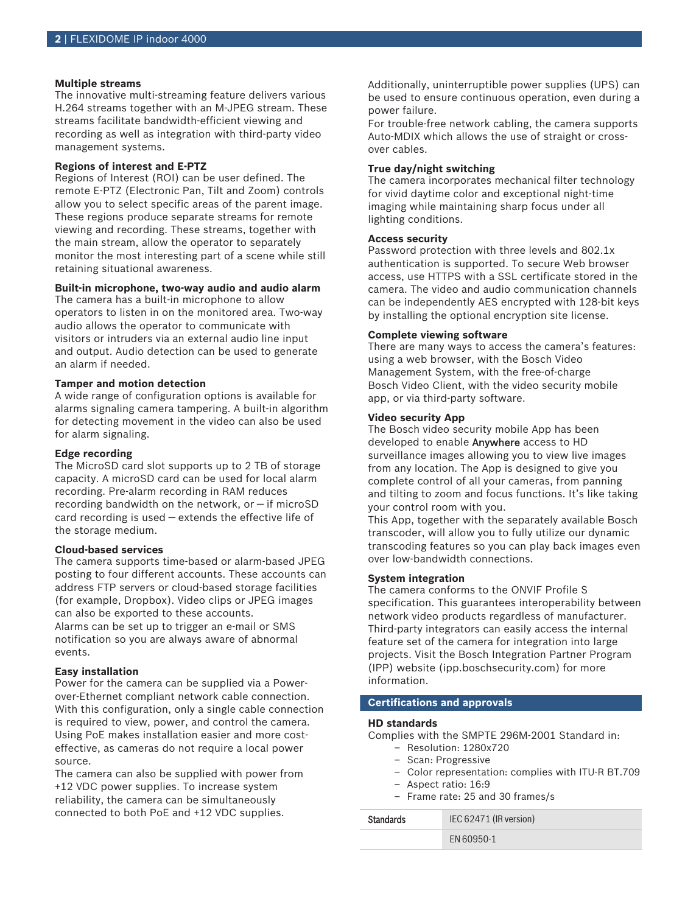### Multiple streams

The innovative multi-streaming feature delivers various H.264 streams together with an M-JPEG stream. These streams facilitate bandwidth-efficient viewing and recording as well as integration with third-party video management systems.

### Regions of interest and E-PTZ

Regions of Interest (ROI) can be user defined. The remote E-PTZ (Electronic Pan, Tilt and Zoom) controls allow you to select specific areas of the parent image. These regions produce separate streams for remote viewing and recording. These streams, together with the main stream, allow the operator to separately monitor the most interesting part of a scene while still retaining situational awareness.

### Built-in microphone, two-way audio and audio alarm

The camera has a built-in microphone to allow operators to listen in on the monitored area. Two-way audio allows the operator to communicate with visitors or intruders via an external audio line input and output. Audio detection can be used to generate an alarm if needed.

### Tamper and motion detection

A wide range of configuration options is available for alarms signaling camera tampering. A built-in algorithm for detecting movement in the video can also be used for alarm signaling.

### Edge recording

The MicroSD card slot supports up to 2 TB of storage capacity. A microSD card can be used for local alarm recording. Pre-alarm recording in RAM reduces recording bandwidth on the network, or – if microSD card recording is used – extends the effective life of the storage medium.

### Cloud-based services

The camera supports time-based or alarm-based JPEG posting to four different accounts. These accounts can address FTP servers or cloud-based storage facilities (for example, Dropbox). Video clips or JPEG images can also be exported to these accounts.
Alarms can be set up to trigger an e-mail or SMS notification so you are always aware of abnormal events.

### Easy installation

Power for the camera can be supplied via a Power-over-Ethernet compliant network cable connection. With this configuration, only a single cable connection is required to view, power, and control the camera. Using PoE makes installation easier and more cost-effective, as cameras do not require a local power source.
The camera can also be supplied with power from +12 VDC power supplies. To increase system reliability, the camera can be simultaneously connected to both PoE and +12 VDC supplies.
Additionally, uninterruptible power supplies (UPS) can be used to ensure continuous operation, even during a power failure.
For trouble-free network cabling, the camera supports Auto-MDIX which allows the use of straight or cross-over cables.

### True day/night switching

The camera incorporates mechanical filter technology for vivid daytime color and exceptional night-time imaging while maintaining sharp focus under all lighting conditions.

### Access security

Password protection with three levels and 802.1x authentication is supported. To secure Web browser access, use HTTPS with a SSL certificate stored in the camera. The video and audio communication channels can be independently AES encrypted with 128-bit keys by installing the optional encryption site license.

### Complete viewing software

There are many ways to access the camera's features: using a web browser, with the Bosch Video Management System, with the free-of-charge Bosch Video Client, with the video security mobile app, or via third-party software.

### Video security App

The Bosch video security mobile App has been developed to enable Anywhere access to HD surveillance images allowing you to view live images from any location. The App is designed to give you complete control of all your cameras, from panning and tilting to zoom and focus functions. It's like taking your control room with you.
This App, together with the separately available Bosch transcoder, will allow you to fully utilize our dynamic transcoding features so you can play back images even over low-bandwidth connections.

### System integration

The camera conforms to the ONVIF Profile S specification. This guarantees interoperability between network video products regardless of manufacturer. Third-party integrators can easily access the internal feature set of the camera for integration into large projects. Visit the Bosch Integration Partner Program (IPP) website (ipp.boschsecurity.com) for more information.

## Certifications and approvals

### HD standards

Complies with the SMPTE 296M-2001 Standard in:

- Resolution: 1280x720
- Scan: Progressive
- Color representation: complies with ITU-R BT.709
- Aspect ratio: 16:9
- Frame rate: 25 and 30 frames/s

| Standards | IEC 62471 (IR version) |
|---|---|
| | EN 60950-1 |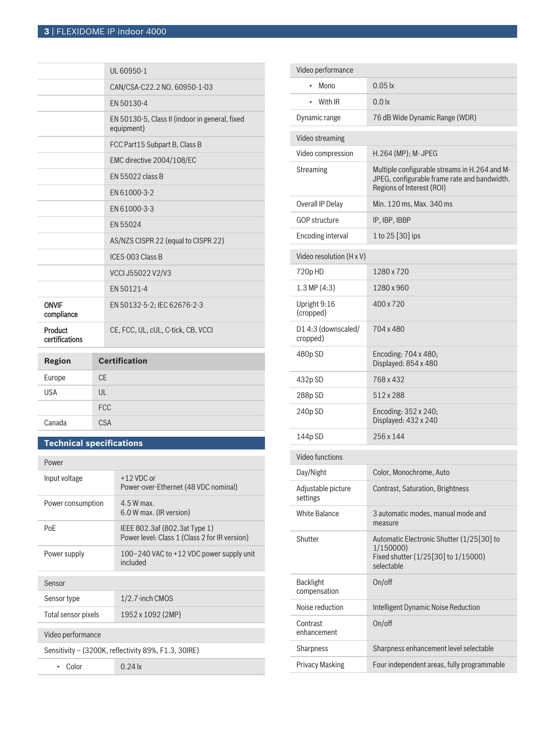| | |
|---|---|
| | UL 60950-1 |
| | CAN/CSA-C22.2 NO. 60950-1-03 |
| | EN 50130-4 |
| | EN 50130-5, Class II (indoor in general, fixed equipment) |
| | FCC Part15 Subpart B, Class B |
| | EMC directive 2004/108/EC |
| | EN 55022 class B |
| | EN 61000-3-2 |
| | EN 61000-3-3 |
| | EN 55024 |
| | AS/NZS CISPR 22 (equal to CISPR 22) |
| | ICES-003 Class B |
| | VCCI J55022 V2/V3 |
| | EN 50121-4 |
| **ONVIF compliance** | EN 50132-5-2; IEC 62676-2-3 |
| **Product certifications** | CE, FCC, UL, cUL, C-tick, CB, VCCI |

| Region | Certification |
|---|---|
| Europe | CE |
| USA | UL |
| | FCC |
| Canada | CSA |

## Technical specifications

| Power | |
|---|---|
| Input voltage | +12 VDC or<br>Power-over-Ethernet (48 VDC nominal) |
| Power consumption | 4.5 W max.<br>6.0 W max. (IR version) |
| PoE | IEEE 802.3af (802.3at Type 1)<br>Power level: Class 1 (Class 2 for IR version) |
| Power supply | 100–240 VAC to +12 VDC power supply unit included |

| Sensor | |
|---|---|
| Sensor type | 1/2.7-inch CMOS |
| Total sensor pixels | 1952 x 1092 (2MP) |

| Video performance | |
|---|---|
| Sensitivity – (3200K, reflectivity 89%, F1.3, 30IRE) | |
| • Color | 0.24 lx |
| • Mono | 0.05 lx |
| • With IR | 0.0 lx |
| Dynamic range | 76 dB Wide Dynamic Range (WDR) |

| Video streaming | |
|---|---|
| Video compression | H.264 (MP); M- JPEG |
| Streaming | Multiple configurable streams in H.264 and M-JPEG, configurable frame rate and bandwidth.<br>Regions of Interest (ROI) |
| Overall IP Delay | Min. 120 ms, Max. 340 ms |
| GOP structure | IP, IBP, IBBP |
| Encoding interval | 1 to 25 [30] ips |

| Video resolution (H x V) | |
|---|---|
| 720p HD | 1280 x 720 |
| 1.3 MP (4:3) | 1280 x 960 |
| Upright 9:16 (cropped) | 400 x 720 |
| D1 4:3 (downscaled/ cropped) | 704 x 480 |
| 480p SD | Encoding: 704 x 480;<br>Displayed: 854 x 480 |
| 432p SD | 768 x 432 |
| 288p SD | 512 x 288 |
| 240p SD | Encoding: 352 x 240;<br>Displayed: 432 x 240 |
| 144p SD | 256 x 144 |

| Video functions | |
|---|---|
| Day/Night | Color, Monochrome, Auto |
| Adjustable picture settings | Contrast, Saturation, Brightness |
| White Balance | 3 automatic modes, manual mode and measure |
| Shutter | Automatic Electronic Shutter (1/25[30] to 1/150000)<br>Fixed shutter (1/25[30] to 1/15000) selectable |
| Backlight compensation | On/off |
| Noise reduction | Intelligent Dynamic Noise Reduction |
| Contrast enhancement | On/off |
| Sharpness | Sharpness enhancement level selectable |
| Privacy Masking | Four independent areas, fully programmable |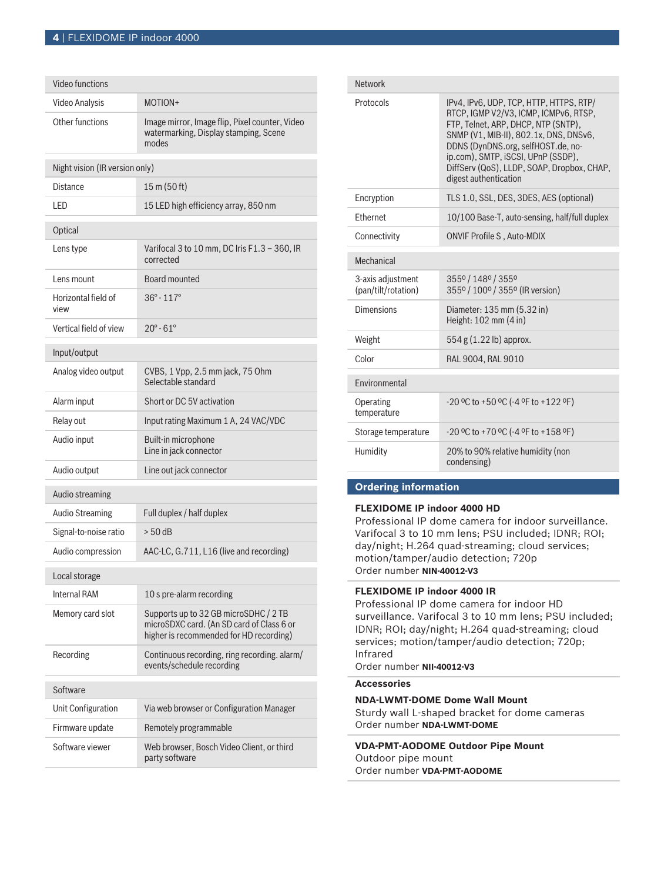| Video functions | |
|---|---|
| Video Analysis | MOTION+ |
| Other functions | Image mirror, Image flip, Pixel counter, Video watermarking, Display stamping, Scene modes |

| Night vision (IR version only) | |
|---|---|
| Distance | 15 m (50 ft) |
| LED | 15 LED high efficiency array, 850 nm |

| Optical | |
|---|---|
| Lens type | Varifocal 3 to 10 mm, DC Iris F1.3 – 360, IR corrected |
| Lens mount | Board mounted |
| Horizontal field of view | 36° - 117° |
| Vertical field of view | 20° - 61° |

| Input/output | |
|---|---|
| Analog video output | CVBS, 1 Vpp, 2.5 mm jack, 75 Ohm<br>Selectable standard |
| Alarm input | Short or DC 5V activation |
| Relay out | Input rating Maximum 1 A, 24 VAC/VDC |
| Audio input | Built-in microphone<br>Line in jack connector |
| Audio output | Line out jack connector |

| Audio streaming | |
|---|---|
| Audio Streaming | Full duplex / half duplex |
| Signal-to-noise ratio | > 50 dB |
| Audio compression | AAC-LC, G.711, L16 (live and recording) |

| Local storage | |
|---|---|
| Internal RAM | 10 s pre-alarm recording |
| Memory card slot | Supports up to 32 GB microSDHC / 2 TB microSDXC card. (An SD card of Class 6 or higher is recommended for HD recording) |
| Recording | Continuous recording, ring recording. alarm/events/schedule recording |

| Software | |
|---|---|
| Unit Configuration | Via web browser or Configuration Manager |
| Firmware update | Remotely programmable |
| Software viewer | Web browser, Bosch Video Client, or third party software |

| Network | |
|---|---|
| Protocols | IPv4, IPv6, UDP, TCP, HTTP, HTTPS, RTP/RTCP, IGMP V2/V3, ICMP, ICMPv6, RTSP, FTP, Telnet, ARP, DHCP, NTP (SNTP), SNMP (V1, MIB-II), 802.1x, DNS, DNSv6, DDNS (DynDNS.org, selfHOST.de, no-ip.com), SMTP, iSCSI, UPnP (SSDP), DiffServ (QoS), LLDP, SOAP, Dropbox, CHAP, digest authentication |
| Encryption | TLS 1.0, SSL, DES, 3DES, AES (optional) |
| Ethernet | 10/100 Base-T, auto-sensing, half/full duplex |
| Connectivity | ONVIF Profile S , Auto-MDIX |

| Mechanical | |
|---|---|
| 3-axis adjustment (pan/tilt/rotation) | 355º / 148º / 355º<br>355º / 100º / 355º (IR version) |
| Dimensions | Diameter: 135 mm (5.32 in)<br>Height: 102 mm (4 in) |
| Weight | 554 g (1.22 lb) approx. |
| Color | RAL 9004, RAL 9010 |

| Environmental | |
|---|---|
| Operating temperature | -20 ºC to +50 ºC (-4 ºF to +122 ºF) |
| Storage temperature | -20 ºC to +70 ºC (-4 ºF to +158 ºF) |
| Humidity | 20% to 90% relative humidity (non condensing) |

## Ordering information

**FLEXIDOME IP indoor 4000 HD**
Professional IP dome camera for indoor surveillance. Varifocal 3 to 10 mm lens; PSU included; IDNR; ROI; day/night; H.264 quad-streaming; cloud services; motion/tamper/audio detection; 720p
Order number **NIN-40012-V3**

**FLEXIDOME IP indoor 4000 IR**
Professional IP dome camera for indoor HD surveillance. Varifocal 3 to 10 mm lens; PSU included; IDNR; ROI; day/night; H.264 quad-streaming; cloud services; motion/tamper/audio detection; 720p; Infrared
Order number **NII-40012-V3**

**Accessories**

**NDA-LWMT-DOME Dome Wall Mount**
Sturdy wall L-shaped bracket for dome cameras
Order number **NDA-LWMT-DOME**

**VDA-PMT-AODOME Outdoor Pipe Mount**
Outdoor pipe mount
Order number **VDA-PMT-AODOME**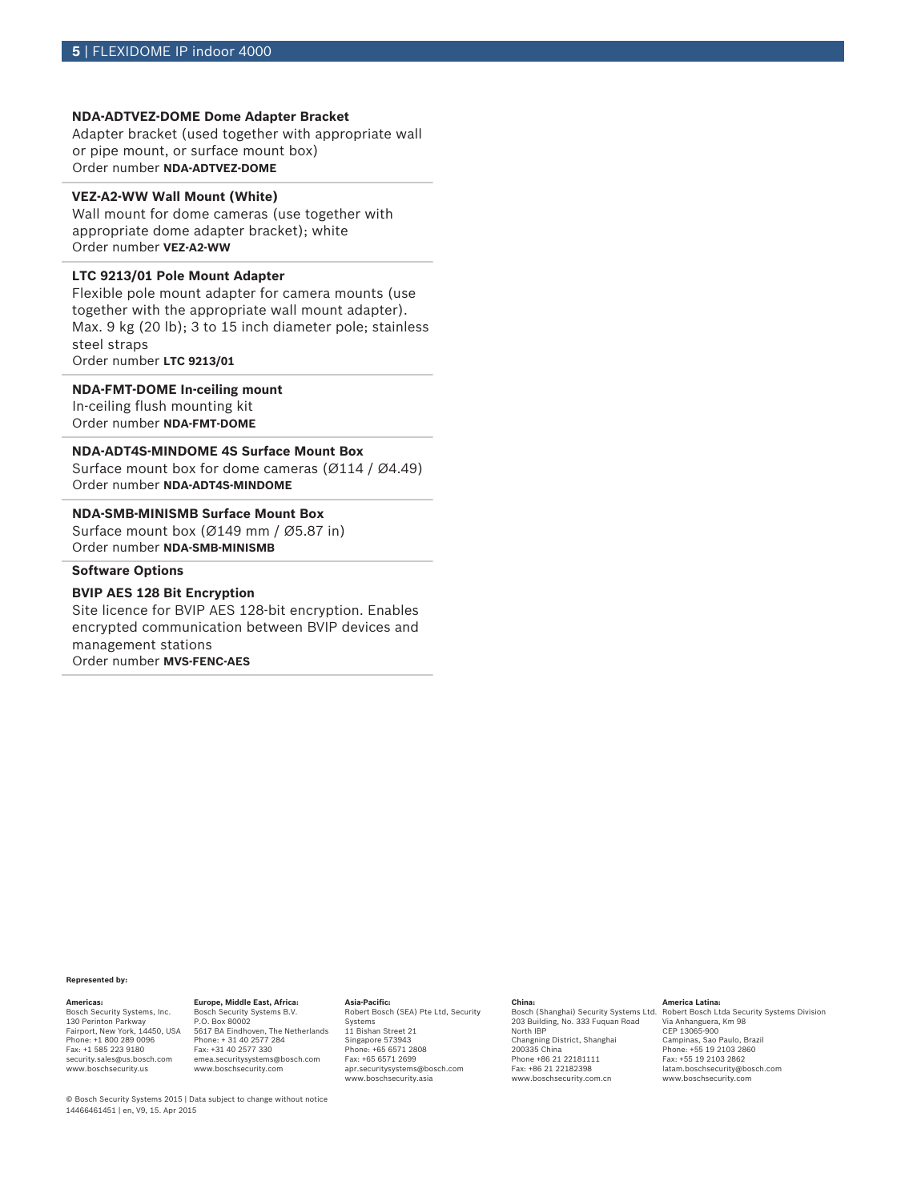**NDA-ADTVEZ-DOME Dome Adapter Bracket**

Adapter bracket (used together with appropriate wall or pipe mount, or surface mount box)

Order number **NDA-ADTVEZ-DOME**

**VEZ-A2-WW Wall Mount (White)**

Wall mount for dome cameras (use together with appropriate dome adapter bracket); white

Order number **VEZ-A2-WW**

**LTC 9213/01 Pole Mount Adapter**

Flexible pole mount adapter for camera mounts (use together with the appropriate wall mount adapter). Max. 9 kg (20 lb); 3 to 15 inch diameter pole; stainless steel straps

Order number **LTC 9213/01**

**NDA-FMT-DOME In-ceiling mount**

In-ceiling flush mounting kit

Order number **NDA-FMT-DOME**

**NDA-ADT4S-MINDOME 4S Surface Mount Box**

Surface mount box for dome cameras (Ø114 / Ø4.49)

Order number **NDA-ADT4S-MINDOME**

**NDA-SMB-MINISMB Surface Mount Box**

Surface mount box (Ø149 mm / Ø5.87 in)

Order number **NDA-SMB-MINISMB**

**Software Options**

**BVIP AES 128 Bit Encryption**

Site licence for BVIP AES 128-bit encryption. Enables encrypted communication between BVIP devices and management stations

Order number **MVS-FENC-AES**

**Represented by:**

**Americas:**
Bosch Security Systems, Inc.
130 Perinton Parkway
Fairport, New York, 14450, USA
Phone: +1 800 289 0096
Fax: +1 585 223 9180
security.sales@us.bosch.com
www.boschsecurity.us

**Europe, Middle East, Africa:**
Bosch Security Systems B.V.
P.O. Box 80002
5617 BA Eindhoven, The Netherlands
Phone: + 31 40 2577 284
Fax: +31 40 2577 330
emea.securitysystems@bosch.com
www.boschsecurity.com

**Asia-Pacific:**
Robert Bosch (SEA) Pte Ltd, Security Systems
11 Bishan Street 21
Singapore 573943
Phone: +65 6571 2808
Fax: +65 6571 2699
apr.securitysystems@bosch.com
www.boschsecurity.asia

**China:**
Bosch (Shanghai) Security Systems Ltd.
203 Building, No. 333 Fuquan Road
North IBP
Changning District, Shanghai
200335 China
Phone +86 21 22181111
Fax: +86 21 22182398
www.boschsecurity.com.cn

**America Latina:**
Robert Bosch Ltda Security Systems Division
Via Anhanguera, Km 98
CEP 13065-900
Campinas, Sao Paulo, Brazil
Phone: +55 19 2103 2860
Fax: +55 19 2103 2862
latam.boschsecurity@bosch.com
www.boschsecurity.com

© Bosch Security Systems 2015 | Data subject to change without notice
14466461451 | en, V9, 15. Apr 2015